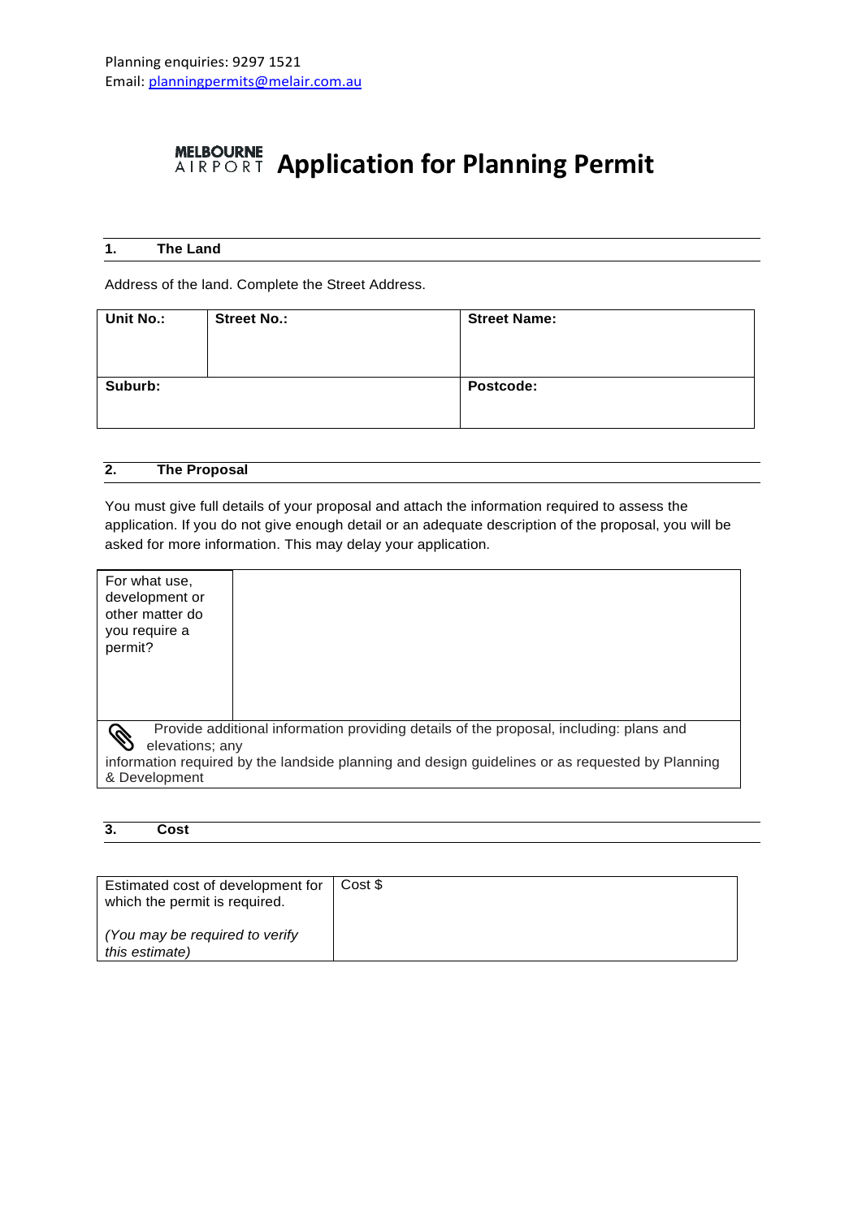Planning enquiries: 9297 1521
Email: planningpermits@melair.com.au

# MELBOURNE AIRPORT Application for Planning Permit

## 1. The Land

Address of the land. Complete the Street Address.

| Unit No.: | Street No.: | Street Name: |
|---|---|---|
| | | |
| **Suburb:** | | **Postcode:** |
| | | |

## 2. The Proposal

You must give full details of your proposal and attach the information required to assess the application. If you do not give enough detail or an adequate description of the proposal, you will be asked for more information. This may delay your application.

| For what use, development or other matter do you require a permit? | |
|---|---|
| Provide additional information providing details of the proposal, including: plans and elevations; any information required by the landside planning and design guidelines or as requested by Planning & Development | |

## 3. Cost

| Estimated cost of development for which the permit is required. *(You may be required to verify this estimate)* | Cost $ |
|---|---|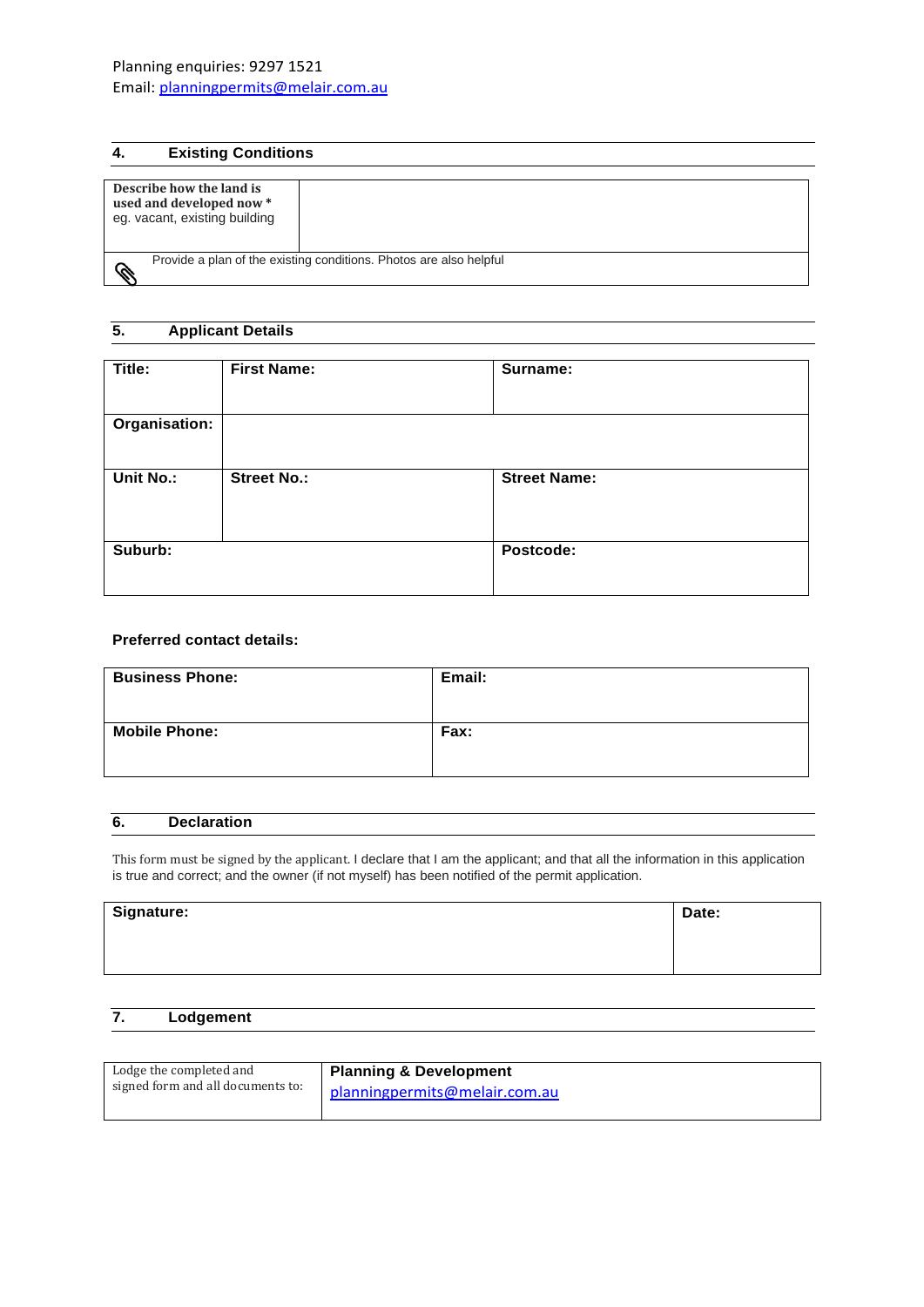Planning enquiries: 9297 1521
Email: planningpermits@melair.com.au

## 4. Existing Conditions

| | |
|---|---|
| **Describe how the land is used and developed now *** eg. vacant, existing building | |
| Provide a plan of the existing conditions. Photos are also helpful | |

## 5. Applicant Details

| | | |
|---|---|---|
| **Title:** | **First Name:** | **Surname:** |
| **Organisation:** | | |
| **Unit No.:** | **Street No.:** | **Street Name:** |
| **Suburb:** | | **Postcode:** |

**Preferred contact details:**

| | |
|---|---|
| **Business Phone:** | **Email:** |
| **Mobile Phone:** | **Fax:** |

## 6. Declaration

This form must be signed by the applicant. I declare that I am the applicant; and that all the information in this application is true and correct; and the owner (if not myself) has been notified of the permit application.

| | |
|---|---|
| **Signature:** | **Date:** |

## 7. Lodgement

| | |
|---|---|
| Lodge the completed and signed form and all documents to: | **Planning & Development** planningpermits@melair.com.au |